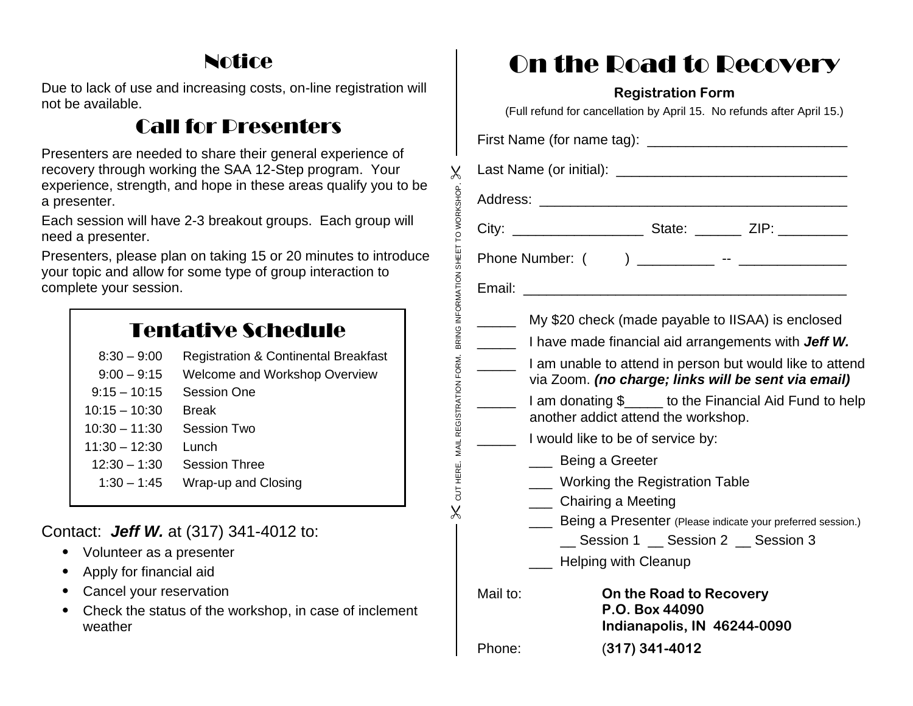## Notice

Due to lack of use and increasing costs, on-line registration will not be available.

## Call for Presenters

Presenters are needed to share their general experience of recovery through working the SAA 12-Step program. Your experience, strength, and hope in these areas qualify you to be a presenter.

Each session will have 2-3 breakout groups. Each group will need a presenter.

Presenters, please plan on taking 15 or 20 minutes to introduce your topic and allow for some type of group interaction to complete your session.

## Tentative Schedule

| | |
|---|---|
| 8:30 – 9:00 | Registration & Continental Breakfast |
| 9:00 – 9:15 | Welcome and Workshop Overview |
| 9:15 – 10:15 | Session One |
| 10:15 – 10:30 | Break |
| 10:30 – 11:30 | Session Two |
| 11:30 – 12:30 | Lunch |
| 12:30 – 1:30 | Session Three |
| 1:30 – 1:45 | Wrap-up and Closing |

Contact: ***Jeff W.*** at (317) 341-4012 to:

- Volunteer as a presenter
- Apply for financial aid
- Cancel your reservation
- Check the status of the workshop, in case of inclement weather

CUT HERE. MAIL REGISTRATION FORM. BRING INFORMATION SHEET TO WORKSHOP.

# On the Road to Recovery

**Registration Form**

(Full refund for cancellation by April 15. No refunds after April 15.)

First Name (for name tag): ___________________________

Last Name (or initial): ________________________________

Address: ___________________________________________

City: __________________ State: ______ ZIP: __________

Phone Number: (      ) __________ -- ______________

Email: ______________________________________________

_____ My $20 check (made payable to IISAA) is enclosed

_____ I have made financial aid arrangements with ***Jeff W.***

_____ I am unable to attend in person but would like to attend via Zoom. ***(no charge; links will be sent via email)***

_____ I am donating $_____ to the Financial Aid Fund to help another addict attend the workshop.

_____ I would like to be of service by:

- ___ Being a Greeter
- ___ Working the Registration Table
- ___ Chairing a Meeting
- ___ Being a Presenter (Please indicate your preferred session.)
  - __ Session 1 __ Session 2 __ Session 3
- ___ Helping with Cleanup

Mail to: **On the Road to Recovery**
**P.O. Box 44090**
**Indianapolis, IN 46244-0090**

Phone: **(317) 341-4012**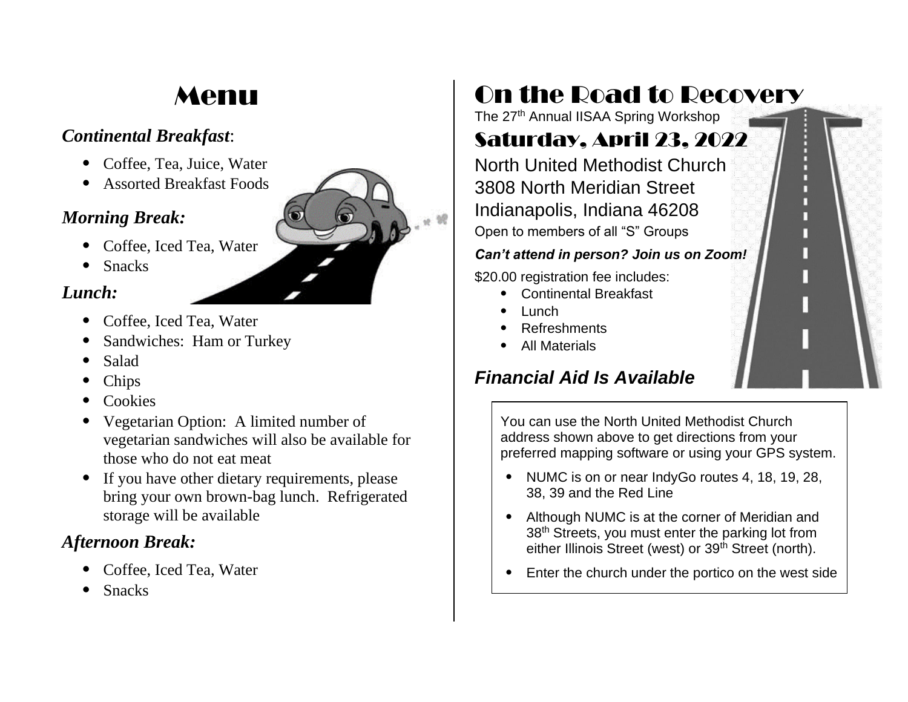# Menu

***Continental Breakfast***:

- Coffee, Tea, Juice, Water
- Assorted Breakfast Foods

***Morning Break:***

- Coffee, Iced Tea, Water
- Snacks

***Lunch:***

- Coffee, Iced Tea, Water
- Sandwiches: Ham or Turkey
- Salad
- Chips
- Cookies
- Vegetarian Option: A limited number of vegetarian sandwiches will also be available for those who do not eat meat
- If you have other dietary requirements, please bring your own brown-bag lunch. Refrigerated storage will be available

***Afternoon Break:***

- Coffee, Iced Tea, Water
- Snacks

# On the Road to Recovery

The 27th Annual IISAA Spring Workshop

## Saturday, April 23, 2022

North United Methodist Church
3808 North Meridian Street
Indianapolis, Indiana 46208

Open to members of all "S" Groups

***Can't attend in person? Join us on Zoom!***

$20.00 registration fee includes:

- Continental Breakfast
- Lunch
- Refreshments
- All Materials

### *Financial Aid Is Available*

You can use the North United Methodist Church address shown above to get directions from your preferred mapping software or using your GPS system.

- NUMC is on or near IndyGo routes 4, 18, 19, 28, 38, 39 and the Red Line
- Although NUMC is at the corner of Meridian and 38th Streets, you must enter the parking lot from either Illinois Street (west) or 39th Street (north).
- Enter the church under the portico on the west side